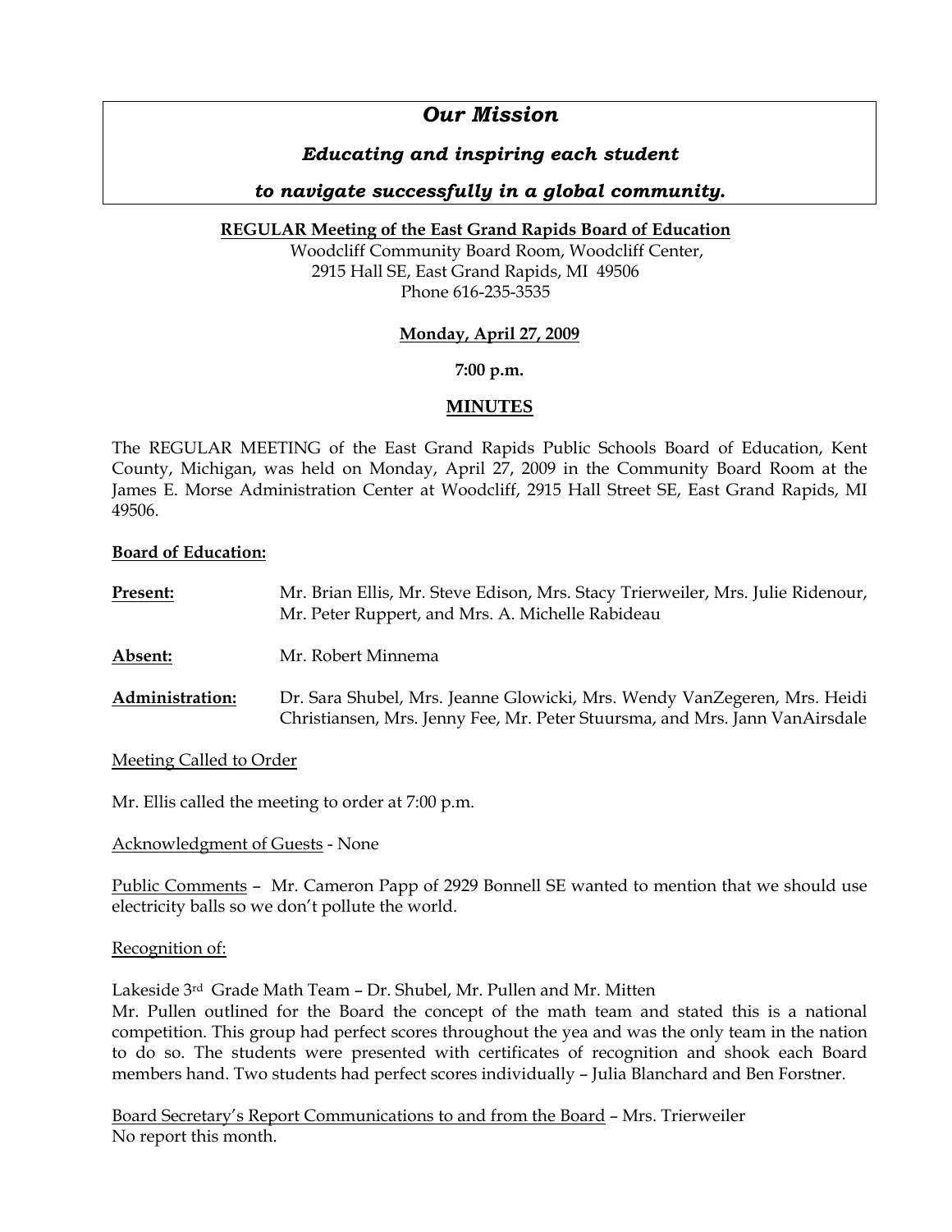# *Our Mission*

## *Educating and inspiring each student*

## *to navigate successfully in a global community.*

**REGULAR Meeting of the East Grand Rapids Board of Education**

Woodcliff Community Board Room, Woodcliff Center,
2915 Hall SE, East Grand Rapids, MI 49506
Phone 616-235-3535

**Monday, April 27, 2009**

**7:00 p.m.**

**MINUTES**

The REGULAR MEETING of the East Grand Rapids Public Schools Board of Education, Kent County, Michigan, was held on Monday, April 27, 2009 in the Community Board Room at the James E. Morse Administration Center at Woodcliff, 2915 Hall Street SE, East Grand Rapids, MI 49506.

**Board of Education:**

**Present:** Mr. Brian Ellis, Mr. Steve Edison, Mrs. Stacy Trierweiler, Mrs. Julie Ridenour, Mr. Peter Ruppert, and Mrs. A. Michelle Rabideau

**Absent:** Mr. Robert Minnema

**Administration:** Dr. Sara Shubel, Mrs. Jeanne Glowicki, Mrs. Wendy VanZegeren, Mrs. Heidi Christiansen, Mrs. Jenny Fee, Mr. Peter Stuursma, and Mrs. Jann VanAirsdale

Meeting Called to Order

Mr. Ellis called the meeting to order at 7:00 p.m.

Acknowledgment of Guests - None

Public Comments – Mr. Cameron Papp of 2929 Bonnell SE wanted to mention that we should use electricity balls so we don't pollute the world.

Recognition of:

Lakeside 3rd Grade Math Team – Dr. Shubel, Mr. Pullen and Mr. Mitten
Mr. Pullen outlined for the Board the concept of the math team and stated this is a national competition. This group had perfect scores throughout the yea and was the only team in the nation to do so. The students were presented with certificates of recognition and shook each Board members hand. Two students had perfect scores individually – Julia Blanchard and Ben Forstner.

Board Secretary's Report Communications to and from the Board – Mrs. Trierweiler
No report this month.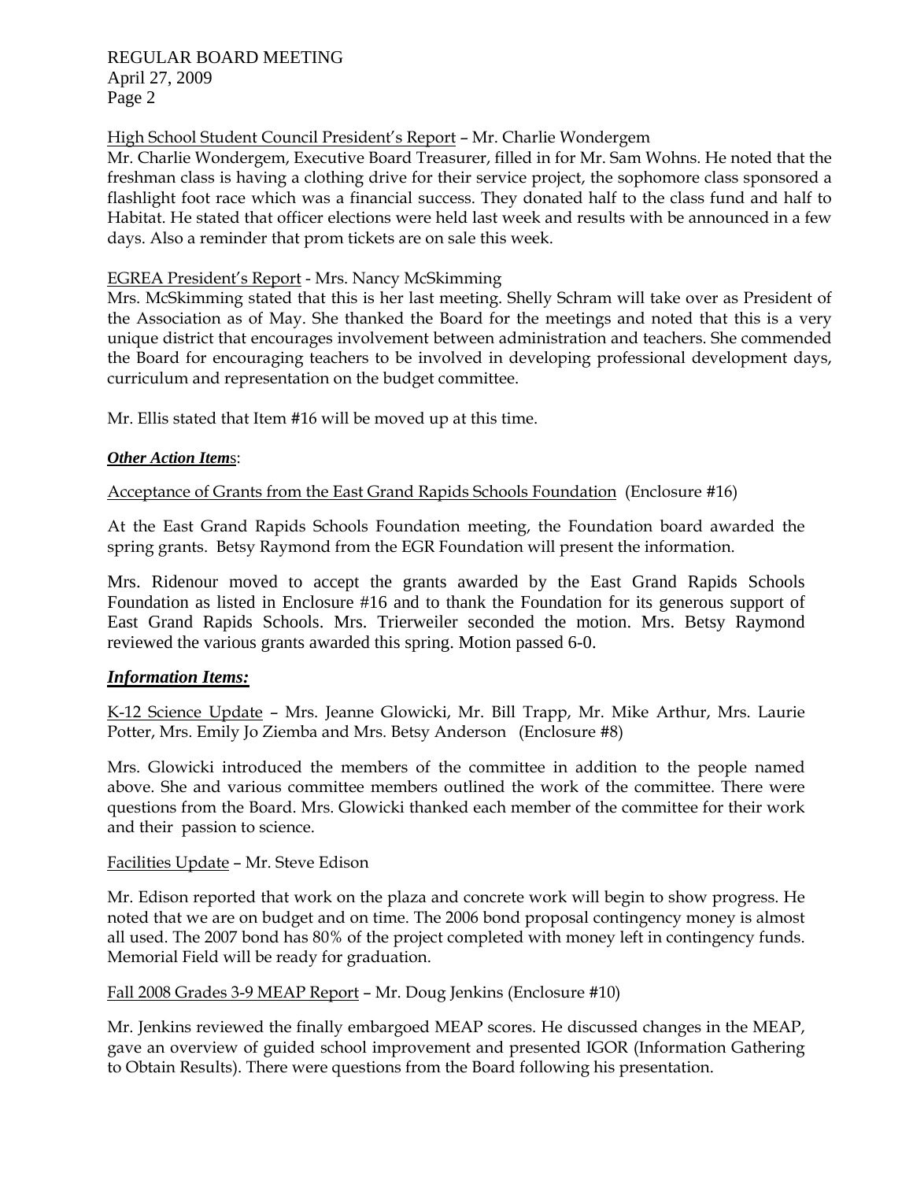High School Student Council President's Report – Mr. Charlie Wondergem

Mr. Charlie Wondergem, Executive Board Treasurer, filled in for Mr. Sam Wohns. He noted that the freshman class is having a clothing drive for their service project, the sophomore class sponsored a flashlight foot race which was a financial success. They donated half to the class fund and half to Habitat. He stated that officer elections were held last week and results with be announced in a few days. Also a reminder that prom tickets are on sale this week.

EGREA President's Report - Mrs. Nancy McSkimming

Mrs. McSkimming stated that this is her last meeting. Shelly Schram will take over as President of the Association as of May. She thanked the Board for the meetings and noted that this is a very unique district that encourages involvement between administration and teachers. She commended the Board for encouraging teachers to be involved in developing professional development days, curriculum and representation on the budget committee.

Mr. Ellis stated that Item #16 will be moved up at this time.

***Other Action Item*s**:

Acceptance of Grants from the East Grand Rapids Schools Foundation (Enclosure #16)

At the East Grand Rapids Schools Foundation meeting, the Foundation board awarded the spring grants. Betsy Raymond from the EGR Foundation will present the information.

Mrs. Ridenour moved to accept the grants awarded by the East Grand Rapids Schools Foundation as listed in Enclosure #16 and to thank the Foundation for its generous support of East Grand Rapids Schools. Mrs. Trierweiler seconded the motion. Mrs. Betsy Raymond reviewed the various grants awarded this spring. Motion passed 6-0.

***Information Items:***

K-12 Science Update – Mrs. Jeanne Glowicki, Mr. Bill Trapp, Mr. Mike Arthur, Mrs. Laurie Potter, Mrs. Emily Jo Ziemba and Mrs. Betsy Anderson (Enclosure #8)

Mrs. Glowicki introduced the members of the committee in addition to the people named above. She and various committee members outlined the work of the committee. There were questions from the Board. Mrs. Glowicki thanked each member of the committee for their work and their passion to science.

Facilities Update – Mr. Steve Edison

Mr. Edison reported that work on the plaza and concrete work will begin to show progress. He noted that we are on budget and on time. The 2006 bond proposal contingency money is almost all used. The 2007 bond has 80% of the project completed with money left in contingency funds. Memorial Field will be ready for graduation.

Fall 2008 Grades 3-9 MEAP Report – Mr. Doug Jenkins (Enclosure #10)

Mr. Jenkins reviewed the finally embargoed MEAP scores. He discussed changes in the MEAP, gave an overview of guided school improvement and presented IGOR (Information Gathering to Obtain Results). There were questions from the Board following his presentation.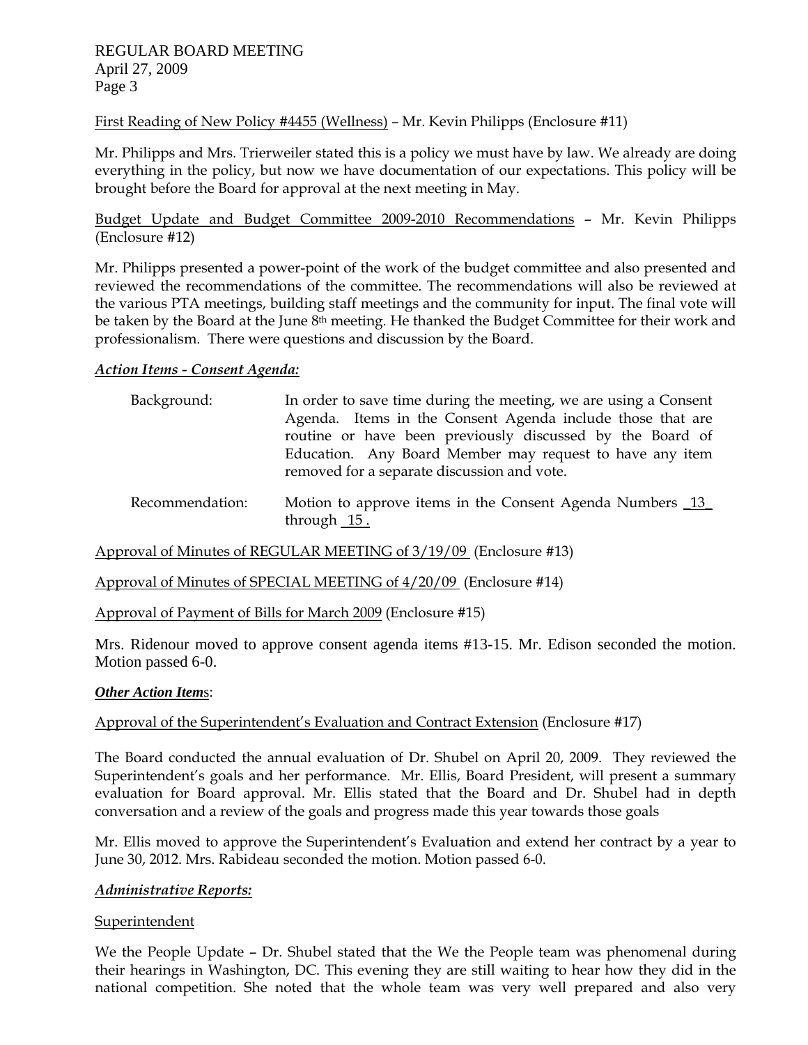First Reading of New Policy #4455 (Wellness) – Mr. Kevin Philipps (Enclosure #11)

Mr. Philipps and Mrs. Trierweiler stated this is a policy we must have by law. We already are doing everything in the policy, but now we have documentation of our expectations. This policy will be brought before the Board for approval at the next meeting in May.

Budget Update and Budget Committee 2009-2010 Recommendations – Mr. Kevin Philipps (Enclosure #12)

Mr. Philipps presented a power-point of the work of the budget committee and also presented and reviewed the recommendations of the committee. The recommendations will also be reviewed at the various PTA meetings, building staff meetings and the community for input. The final vote will be taken by the Board at the June 8th meeting. He thanked the Budget Committee for their work and professionalism. There were questions and discussion by the Board.

***Action Items - Consent Agenda:***

| | |
|---|---|
| Background: | In order to save time during the meeting, we are using a Consent Agenda. Items in the Consent Agenda include those that are routine or have been previously discussed by the Board of Education. Any Board Member may request to have any item removed for a separate discussion and vote. |
| Recommendation: | Motion to approve items in the Consent Agenda Numbers _13_ through _15_. |

Approval of Minutes of REGULAR MEETING of 3/19/09 (Enclosure #13)

Approval of Minutes of SPECIAL MEETING of 4/20/09 (Enclosure #14)

Approval of Payment of Bills for March 2009 (Enclosure #15)

Mrs. Ridenour moved to approve consent agenda items #13-15. Mr. Edison seconded the motion. Motion passed 6-0.

***Other Action Items:***

Approval of the Superintendent's Evaluation and Contract Extension (Enclosure #17)

The Board conducted the annual evaluation of Dr. Shubel on April 20, 2009. They reviewed the Superintendent's goals and her performance. Mr. Ellis, Board President, will present a summary evaluation for Board approval. Mr. Ellis stated that the Board and Dr. Shubel had in depth conversation and a review of the goals and progress made this year towards those goals

Mr. Ellis moved to approve the Superintendent's Evaluation and extend her contract by a year to June 30, 2012. Mrs. Rabideau seconded the motion. Motion passed 6-0.

***Administrative Reports:***

Superintendent

We the People Update – Dr. Shubel stated that the We the People team was phenomenal during their hearings in Washington, DC. This evening they are still waiting to hear how they did in the national competition. She noted that the whole team was very well prepared and also very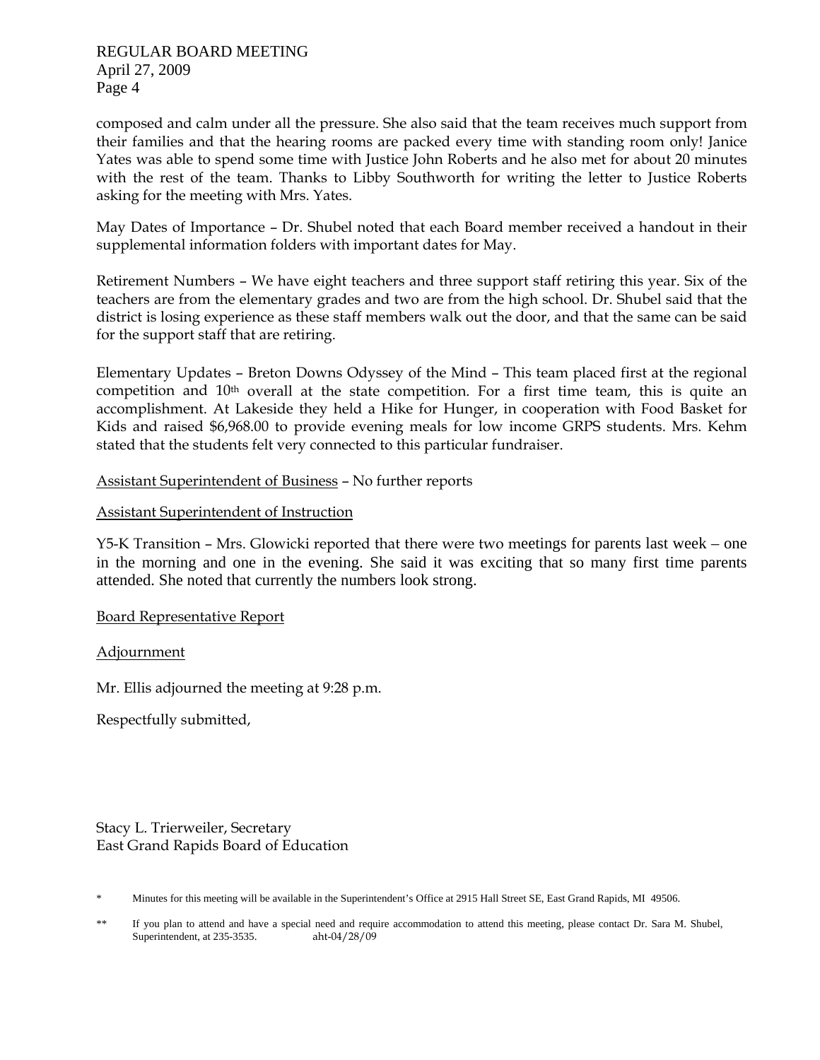composed and calm under all the pressure. She also said that the team receives much support from their families and that the hearing rooms are packed every time with standing room only! Janice Yates was able to spend some time with Justice John Roberts and he also met for about 20 minutes with the rest of the team. Thanks to Libby Southworth for writing the letter to Justice Roberts asking for the meeting with Mrs. Yates.

May Dates of Importance – Dr. Shubel noted that each Board member received a handout in their supplemental information folders with important dates for May.

Retirement Numbers – We have eight teachers and three support staff retiring this year. Six of the teachers are from the elementary grades and two are from the high school. Dr. Shubel said that the district is losing experience as these staff members walk out the door, and that the same can be said for the support staff that are retiring.

Elementary Updates – Breton Downs Odyssey of the Mind – This team placed first at the regional competition and 10th overall at the state competition. For a first time team, this is quite an accomplishment. At Lakeside they held a Hike for Hunger, in cooperation with Food Basket for Kids and raised $6,968.00 to provide evening meals for low income GRPS students. Mrs. Kehm stated that the students felt very connected to this particular fundraiser.

Assistant Superintendent of Business – No further reports

Assistant Superintendent of Instruction

Y5-K Transition – Mrs. Glowicki reported that there were two meetings for parents last week – one in the morning and one in the evening. She said it was exciting that so many first time parents attended. She noted that currently the numbers look strong.

Board Representative Report

Adjournment

Mr. Ellis adjourned the meeting at 9:28 p.m.

Respectfully submitted,

Stacy L. Trierweiler, Secretary
East Grand Rapids Board of Education

\* Minutes for this meeting will be available in the Superintendent's Office at 2915 Hall Street SE, East Grand Rapids, MI 49506.

\*\* If you plan to attend and have a special need and require accommodation to attend this meeting, please contact Dr. Sara M. Shubel, Superintendent, at 235-3535. aht-04/28/09